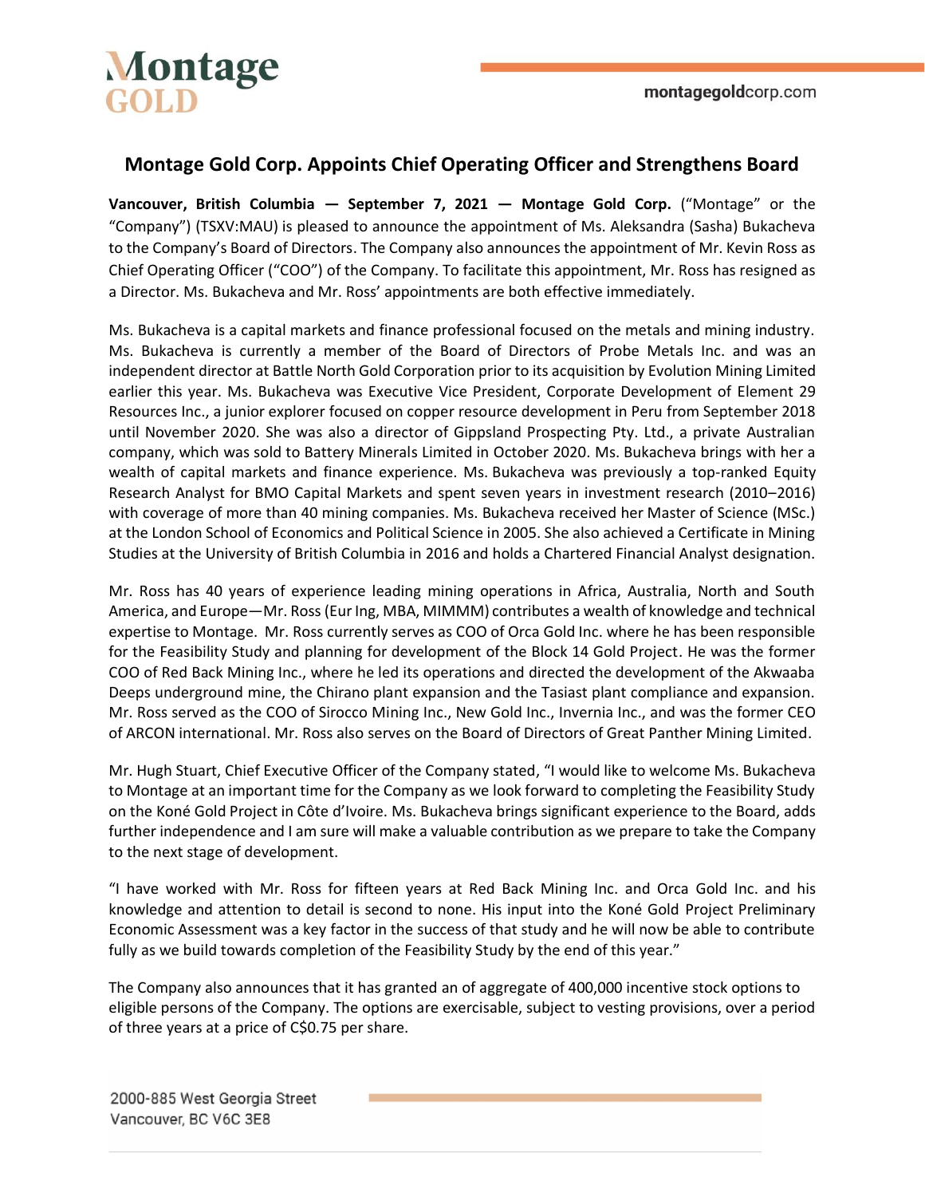# Montage Gold Corp. Appoints Chief Operating Officer and Strengthens Board

**Vancouver, British Columbia — September 7, 2021 — Montage Gold Corp.** ("Montage" or the "Company") (TSXV:MAU) is pleased to announce the appointment of Ms. Aleksandra (Sasha) Bukacheva to the Company's Board of Directors. The Company also announces the appointment of Mr. Kevin Ross as Chief Operating Officer ("COO") of the Company. To facilitate this appointment, Mr. Ross has resigned as a Director. Ms. Bukacheva and Mr. Ross' appointments are both effective immediately.

Ms. Bukacheva is a capital markets and finance professional focused on the metals and mining industry. Ms. Bukacheva is currently a member of the Board of Directors of Probe Metals Inc. and was an independent director at Battle North Gold Corporation prior to its acquisition by Evolution Mining Limited earlier this year. Ms. Bukacheva was Executive Vice President, Corporate Development of Element 29 Resources Inc., a junior explorer focused on copper resource development in Peru from September 2018 until November 2020. She was also a director of Gippsland Prospecting Pty. Ltd., a private Australian company, which was sold to Battery Minerals Limited in October 2020. Ms. Bukacheva brings with her a wealth of capital markets and finance experience. Ms. Bukacheva was previously a top-ranked Equity Research Analyst for BMO Capital Markets and spent seven years in investment research (2010–2016) with coverage of more than 40 mining companies. Ms. Bukacheva received her Master of Science (MSc.) at the London School of Economics and Political Science in 2005. She also achieved a Certificate in Mining Studies at the University of British Columbia in 2016 and holds a Chartered Financial Analyst designation.

Mr. Ross has 40 years of experience leading mining operations in Africa, Australia, North and South America, and Europe—Mr. Ross (Eur Ing, MBA, MIMMM) contributes a wealth of knowledge and technical expertise to Montage. Mr. Ross currently serves as COO of Orca Gold Inc. where he has been responsible for the Feasibility Study and planning for development of the Block 14 Gold Project. He was the former COO of Red Back Mining Inc., where he led its operations and directed the development of the Akwaaba Deeps underground mine, the Chirano plant expansion and the Tasiast plant compliance and expansion. Mr. Ross served as the COO of Sirocco Mining Inc., New Gold Inc., Invernia Inc., and was the former CEO of ARCON international. Mr. Ross also serves on the Board of Directors of Great Panther Mining Limited.

Mr. Hugh Stuart, Chief Executive Officer of the Company stated, "I would like to welcome Ms. Bukacheva to Montage at an important time for the Company as we look forward to completing the Feasibility Study on the Koné Gold Project in Côte d'Ivoire. Ms. Bukacheva brings significant experience to the Board, adds further independence and I am sure will make a valuable contribution as we prepare to take the Company to the next stage of development.

"I have worked with Mr. Ross for fifteen years at Red Back Mining Inc. and Orca Gold Inc. and his knowledge and attention to detail is second to none. His input into the Koné Gold Project Preliminary Economic Assessment was a key factor in the success of that study and he will now be able to contribute fully as we build towards completion of the Feasibility Study by the end of this year."

The Company also announces that it has granted an of aggregate of 400,000 incentive stock options to eligible persons of the Company. The options are exercisable, subject to vesting provisions, over a period of three years at a price of C$0.75 per share.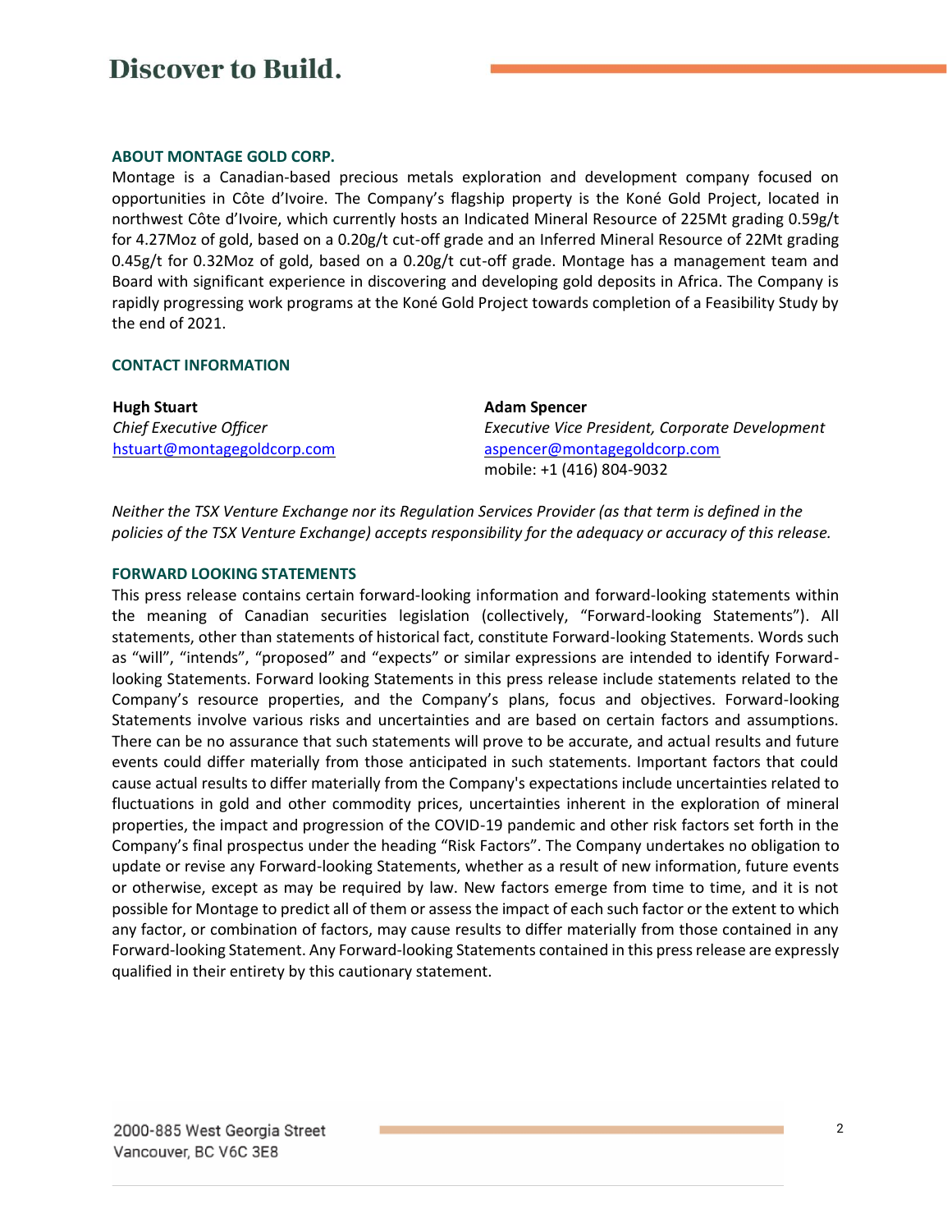### ABOUT MONTAGE GOLD CORP.

Montage is a Canadian-based precious metals exploration and development company focused on opportunities in Côte d'Ivoire. The Company's flagship property is the Koné Gold Project, located in northwest Côte d'Ivoire, which currently hosts an Indicated Mineral Resource of 225Mt grading 0.59g/t for 4.27Moz of gold, based on a 0.20g/t cut-off grade and an Inferred Mineral Resource of 22Mt grading 0.45g/t for 0.32Moz of gold, based on a 0.20g/t cut-off grade. Montage has a management team and Board with significant experience in discovering and developing gold deposits in Africa. The Company is rapidly progressing work programs at the Koné Gold Project towards completion of a Feasibility Study by the end of 2021.

### CONTACT INFORMATION

**Hugh Stuart**
*Chief Executive Officer*
hstuart@montagegoldcorp.com

**Adam Spencer**
*Executive Vice President, Corporate Development*
aspencer@montagegoldcorp.com
mobile: +1 (416) 804-9032

*Neither the TSX Venture Exchange nor its Regulation Services Provider (as that term is defined in the policies of the TSX Venture Exchange) accepts responsibility for the adequacy or accuracy of this release.*

### FORWARD LOOKING STATEMENTS

This press release contains certain forward-looking information and forward-looking statements within the meaning of Canadian securities legislation (collectively, "Forward-looking Statements"). All statements, other than statements of historical fact, constitute Forward-looking Statements. Words such as "will", "intends", "proposed" and "expects" or similar expressions are intended to identify Forward-looking Statements. Forward looking Statements in this press release include statements related to the Company's resource properties, and the Company's plans, focus and objectives. Forward-looking Statements involve various risks and uncertainties and are based on certain factors and assumptions. There can be no assurance that such statements will prove to be accurate, and actual results and future events could differ materially from those anticipated in such statements. Important factors that could cause actual results to differ materially from the Company's expectations include uncertainties related to fluctuations in gold and other commodity prices, uncertainties inherent in the exploration of mineral properties, the impact and progression of the COVID-19 pandemic and other risk factors set forth in the Company's final prospectus under the heading "Risk Factors". The Company undertakes no obligation to update or revise any Forward-looking Statements, whether as a result of new information, future events or otherwise, except as may be required by law. New factors emerge from time to time, and it is not possible for Montage to predict all of them or assess the impact of each such factor or the extent to which any factor, or combination of factors, may cause results to differ materially from those contained in any Forward-looking Statement. Any Forward-looking Statements contained in this press release are expressly qualified in their entirety by this cautionary statement.